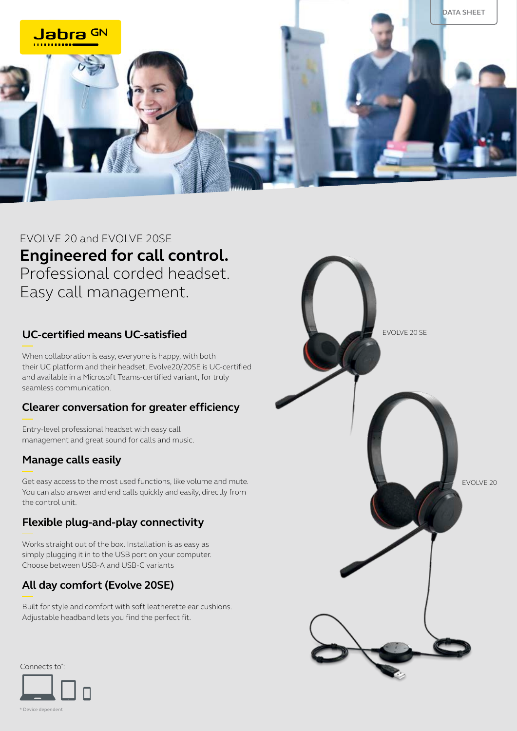DATA SHEET

EVOLVE 20 and EVOLVE 20SE

# Engineered for call control.

Professional corded headset.
Easy call management.

## UC-certified means UC-satisfied

When collaboration is easy, everyone is happy, with both their UC platform and their headset. Evolve20/20SE is UC-certified and available in a Microsoft Teams-certified variant, for truly seamless communication.

## Clearer conversation for greater efficiency

Entry-level professional headset with easy call management and great sound for calls and music.

## Manage calls easily

Get easy access to the most used functions, like volume and mute. You can also answer and end calls quickly and easily, directly from the control unit.

## Flexible plug-and-play connectivity

Works straight out of the box. Installation is as easy as simply plugging it in to the USB port on your computer. Choose between USB-A and USB-C variants

## All day comfort (Evolve 20SE)

Built for style and comfort with soft leatherette ear cushions. Adjustable headband lets you find the perfect fit.

EVOLVE 20 SE

EVOLVE 20

Connects to*:

* Device dependent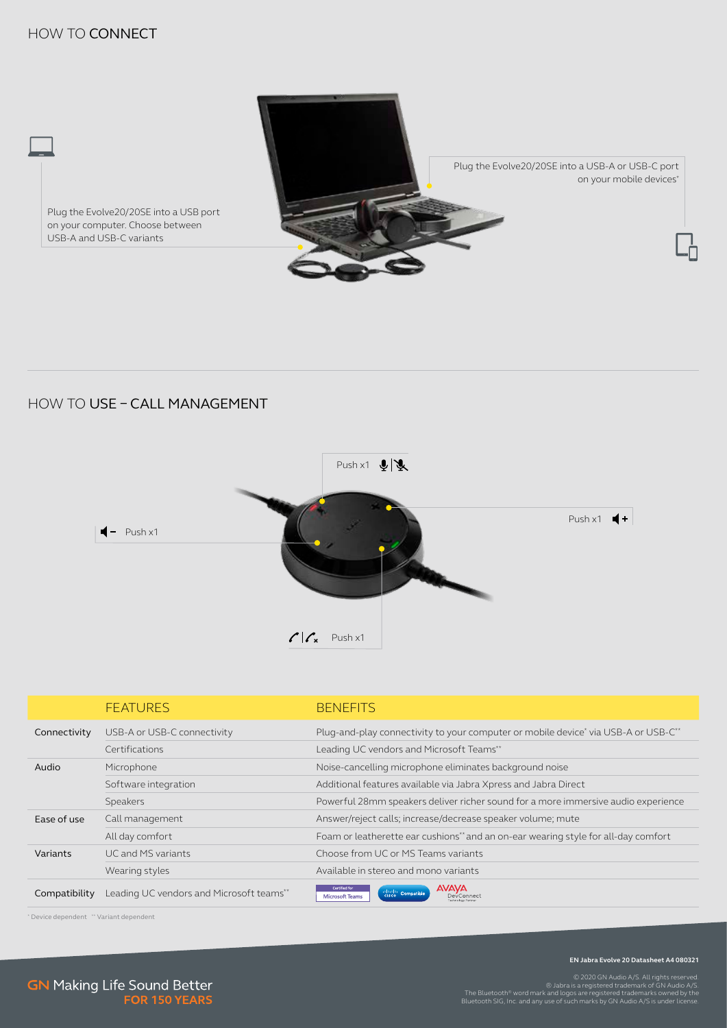## HOW TO CONNECT

Plug the Evolve20/20SE into a USB port on your computer. Choose between USB-A and USB-C variants

Plug the Evolve20/20SE into a USB-A or USB-C port on your mobile devices*

## HOW TO USE – CALL MANAGEMENT

Push x1 (mute/unmute)

Push x1 (volume down)

Push x1 (volume up)

Push x1 (answer/reject call)

| | FEATURES | BENEFITS |
|---|---|---|
| Connectivity | USB-A or USB-C connectivity | Plug-and-play connectivity to your computer or mobile device* via USB-A or USB-C** |
| | Certifications | Leading UC vendors and Microsoft Teams** |
| Audio | Microphone | Noise-cancelling microphone eliminates background noise |
| | Software integration | Additional features available via Jabra Xpress and Jabra Direct |
| | Speakers | Powerful 28mm speakers deliver richer sound for a more immersive audio experience |
| Ease of use | Call management | Answer/reject calls; increase/decrease speaker volume; mute |
| | All day comfort | Foam or leatherette ear cushions** and an on-ear wearing style for all-day comfort |
| Variants | UC and MS variants | Choose from UC or MS Teams variants |
| | Wearing styles | Available in stereo and mono variants |
| Compatibility | Leading UC vendors and Microsoft teams** | Certified for Microsoft Teams; Cisco Compatible; AVAYA DevConnect |

* Device dependent ** Variant dependent

GN Making Life Sound Better FOR 150 YEARS

EN Jabra Evolve 20 Datasheet A4 080321

© 2020 GN Audio A/S. All rights reserved. ® Jabra is a registered trademark of GN Audio A/S. The Bluetooth® word mark and logos are registered trademarks owned by the Bluetooth SIG, Inc. and any use of such marks by GN Audio A/S is under license.